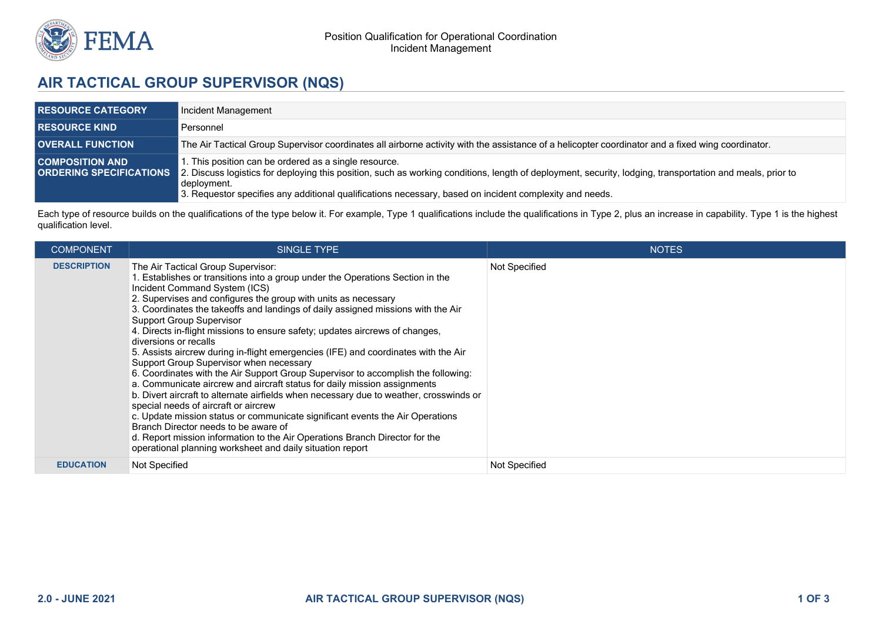Position Qualification for Operational Coordination
Incident Management

# AIR TACTICAL GROUP SUPERVISOR (NQS)

| | |
|---|---|
| **RESOURCE CATEGORY** | Incident Management |
| **RESOURCE KIND** | Personnel |
| **OVERALL FUNCTION** | The Air Tactical Group Supervisor coordinates all airborne activity with the assistance of a helicopter coordinator and a fixed wing coordinator. |
| **COMPOSITION AND ORDERING SPECIFICATIONS** | 1. This position can be ordered as a single resource.<br>2. Discuss logistics for deploying this position, such as working conditions, length of deployment, security, lodging, transportation and meals, prior to deployment.<br>3. Requestor specifies any additional qualifications necessary, based on incident complexity and needs. |

Each type of resource builds on the qualifications of the type below it. For example, Type 1 qualifications include the qualifications in Type 2, plus an increase in capability. Type 1 is the highest qualification level.

| COMPONENT | SINGLE TYPE | NOTES |
|---|---|---|
| **DESCRIPTION** | The Air Tactical Group Supervisor:<br>1. Establishes or transitions into a group under the Operations Section in the Incident Command System (ICS)<br>2. Supervises and configures the group with units as necessary<br>3. Coordinates the takeoffs and landings of daily assigned missions with the Air Support Group Supervisor<br>4. Directs in-flight missions to ensure safety; updates aircrews of changes, diversions or recalls<br>5. Assists aircrew during in-flight emergencies (IFE) and coordinates with the Air Support Group Supervisor when necessary<br>6. Coordinates with the Air Support Group Supervisor to accomplish the following:<br>a. Communicate aircrew and aircraft status for daily mission assignments<br>b. Divert aircraft to alternate airfields when necessary due to weather, crosswinds or special needs of aircraft or aircrew<br>c. Update mission status or communicate significant events the Air Operations Branch Director needs to be aware of<br>d. Report mission information to the Air Operations Branch Director for the operational planning worksheet and daily situation report | Not Specified |
| **EDUCATION** | Not Specified | Not Specified |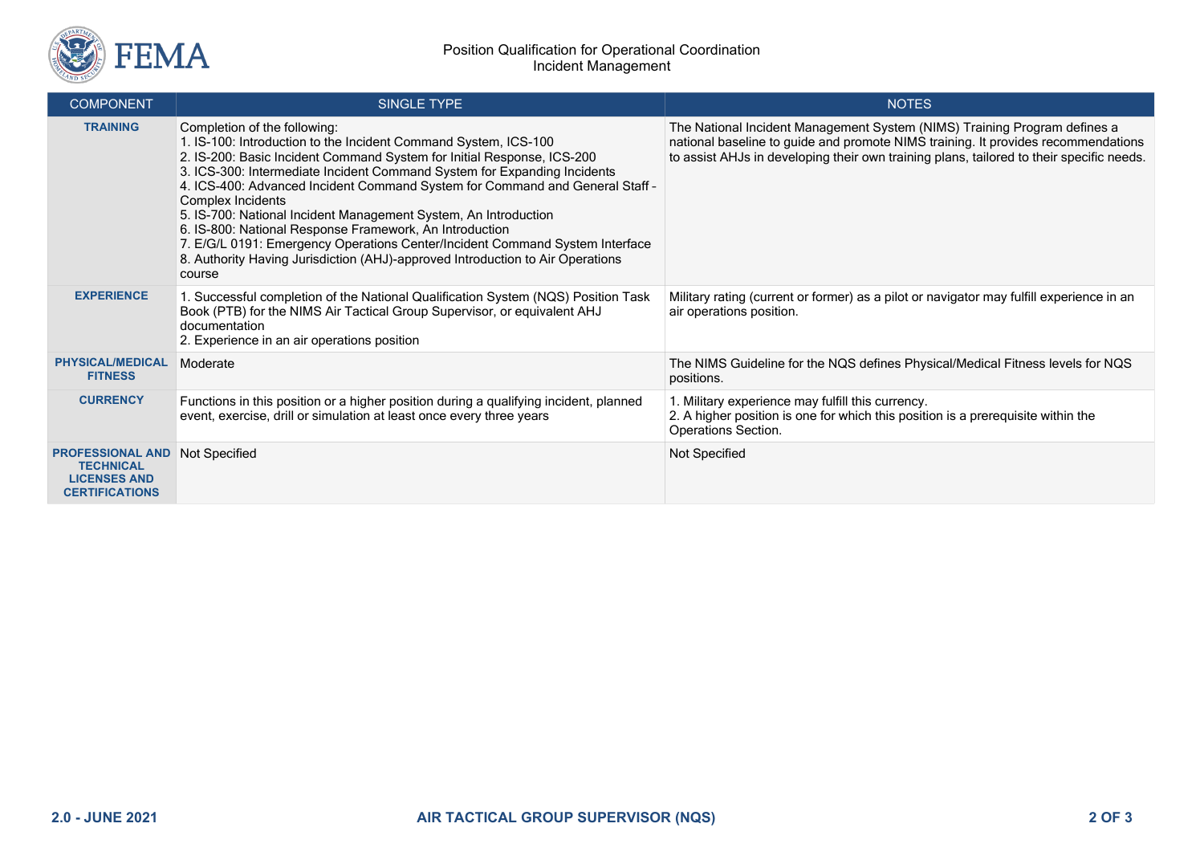| COMPONENT | SINGLE TYPE | NOTES |
|---|---|---|
| **TRAINING** | Completion of the following:<br>1. IS-100: Introduction to the Incident Command System, ICS-100<br>2. IS-200: Basic Incident Command System for Initial Response, ICS-200<br>3. ICS-300: Intermediate Incident Command System for Expanding Incidents<br>4. ICS-400: Advanced Incident Command System for Command and General Staff - Complex Incidents<br>5. IS-700: National Incident Management System, An Introduction<br>6. IS-800: National Response Framework, An Introduction<br>7. E/G/L 0191: Emergency Operations Center/Incident Command System Interface<br>8. Authority Having Jurisdiction (AHJ)-approved Introduction to Air Operations course | The National Incident Management System (NIMS) Training Program defines a national baseline to guide and promote NIMS training. It provides recommendations to assist AHJs in developing their own training plans, tailored to their specific needs. |
| **EXPERIENCE** | 1. Successful completion of the National Qualification System (NQS) Position Task Book (PTB) for the NIMS Air Tactical Group Supervisor, or equivalent AHJ documentation<br>2. Experience in an air operations position | Military rating (current or former) as a pilot or navigator may fulfill experience in an air operations position. |
| **PHYSICAL/MEDICAL FITNESS** | Moderate | The NIMS Guideline for the NQS defines Physical/Medical Fitness levels for NQS positions. |
| **CURRENCY** | Functions in this position or a higher position during a qualifying incident, planned event, exercise, drill or simulation at least once every three years | 1. Military experience may fulfill this currency.<br>2. A higher position is one for which this position is a prerequisite within the Operations Section. |
| **PROFESSIONAL AND TECHNICAL LICENSES AND CERTIFICATIONS** | Not Specified | Not Specified |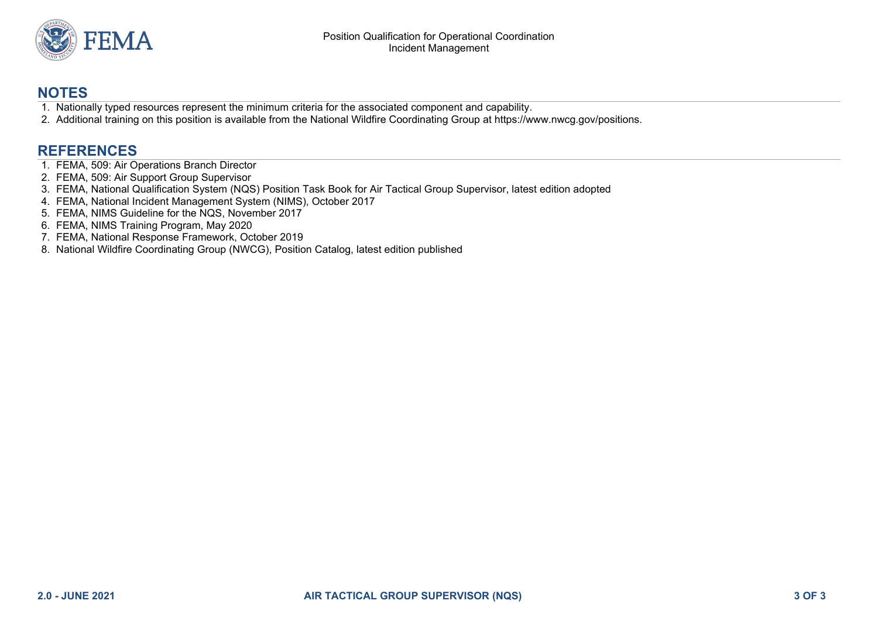## NOTES

1. Nationally typed resources represent the minimum criteria for the associated component and capability.
2. Additional training on this position is available from the National Wildfire Coordinating Group at https://www.nwcg.gov/positions.

## REFERENCES

1. FEMA, 509: Air Operations Branch Director
2. FEMA, 509: Air Support Group Supervisor
3. FEMA, National Qualification System (NQS) Position Task Book for Air Tactical Group Supervisor, latest edition adopted
4. FEMA, National Incident Management System (NIMS), October 2017
5. FEMA, NIMS Guideline for the NQS, November 2017
6. FEMA, NIMS Training Program, May 2020
7. FEMA, National Response Framework, October 2019
8. National Wildfire Coordinating Group (NWCG), Position Catalog, latest edition published